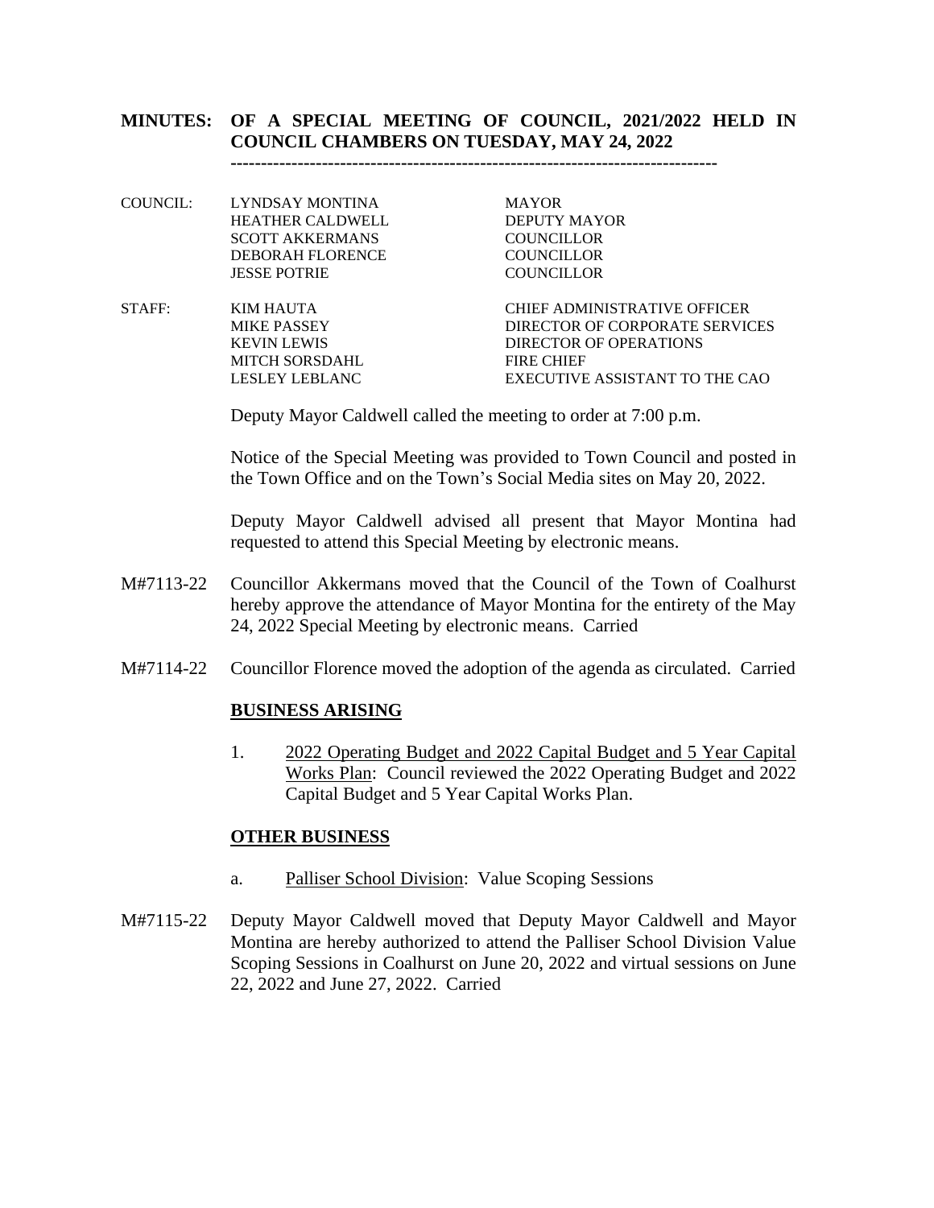# MINUTES: OF A SPECIAL MEETING OF COUNCIL, 2021/2022 HELD IN COUNCIL CHAMBERS ON TUESDAY, MAY 24, 2022

---

| | | |
|---|---|---|
| COUNCIL: | LYNDSAY MONTINA | MAYOR |
| | HEATHER CALDWELL | DEPUTY MAYOR |
| | SCOTT AKKERMANS | COUNCILLOR |
| | DEBORAH FLORENCE | COUNCILLOR |
| | JESSE POTRIE | COUNCILLOR |
| STAFF: | KIM HAUTA | CHIEF ADMINISTRATIVE OFFICER |
| | MIKE PASSEY | DIRECTOR OF CORPORATE SERVICES |
| | KEVIN LEWIS | DIRECTOR OF OPERATIONS |
| | MITCH SORSDAHL | FIRE CHIEF |
| | LESLEY LEBLANC | EXECUTIVE ASSISTANT TO THE CAO |

Deputy Mayor Caldwell called the meeting to order at 7:00 p.m.

Notice of the Special Meeting was provided to Town Council and posted in the Town Office and on the Town's Social Media sites on May 20, 2022.

Deputy Mayor Caldwell advised all present that Mayor Montina had requested to attend this Special Meeting by electronic means.

M#7113-22 Councillor Akkermans moved that the Council of the Town of Coalhurst hereby approve the attendance of Mayor Montina for the entirety of the May 24, 2022 Special Meeting by electronic means. Carried

M#7114-22 Councillor Florence moved the adoption of the agenda as circulated. Carried

## BUSINESS ARISING

1. 2022 Operating Budget and 2022 Capital Budget and 5 Year Capital Works Plan: Council reviewed the 2022 Operating Budget and 2022 Capital Budget and 5 Year Capital Works Plan.

## OTHER BUSINESS

a. Palliser School Division: Value Scoping Sessions

M#7115-22 Deputy Mayor Caldwell moved that Deputy Mayor Caldwell and Mayor Montina are hereby authorized to attend the Palliser School Division Value Scoping Sessions in Coalhurst on June 20, 2022 and virtual sessions on June 22, 2022 and June 27, 2022. Carried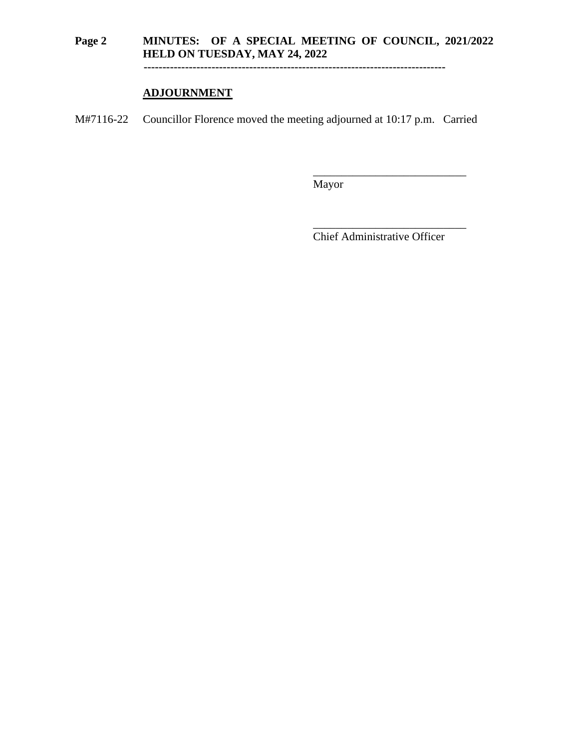## ADJOURNMENT

M#7116-22 Councillor Florence moved the meeting adjourned at 10:17 p.m. Carried

___________________________
Mayor

___________________________
Chief Administrative Officer